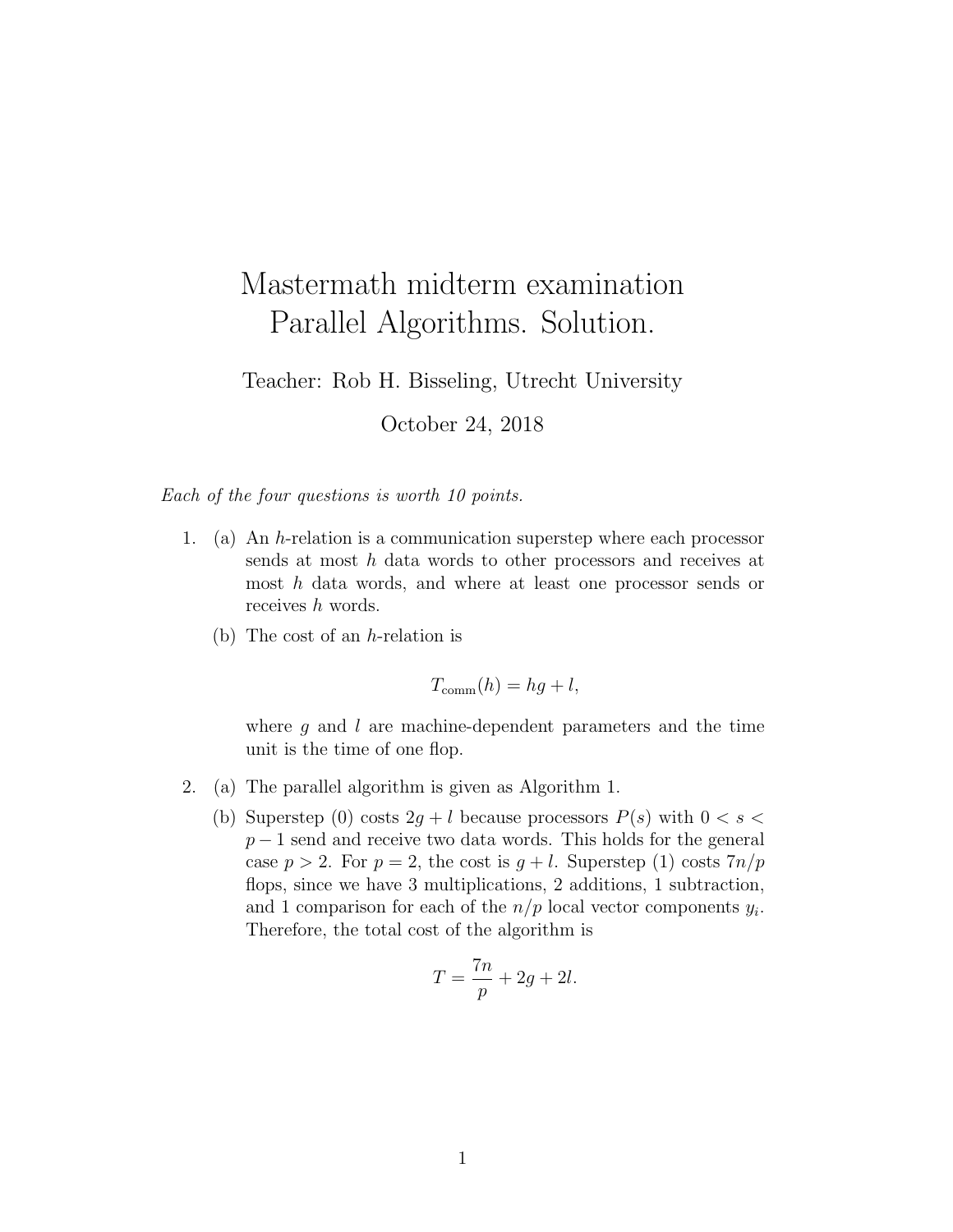# Mastermath midterm examination
# Parallel Algorithms. Solution.

Teacher: Rob H. Bisseling, Utrecht University

October 24, 2018

*Each of the four questions is worth 10 points.*

1. (a) An $h$-relation is a communication superstep where each processor sends at most $h$ data words to other processors and receives at most $h$ data words, and where at least one processor sends or receives $h$ words.

   (b) The cost of an $h$-relation is

   $$T_{\text{comm}}(h) = hg + l,$$

   where $g$ and $l$ are machine-dependent parameters and the time unit is the time of one flop.

2. (a) The parallel algorithm is given as Algorithm 1.

   (b) Superstep (0) costs $2g + l$ because processors $P(s)$ with $0 < s < p - 1$ send and receive two data words. This holds for the general case $p > 2$. For $p = 2$, the cost is $g + l$. Superstep (1) costs $7n/p$ flops, since we have 3 multiplications, 2 additions, 1 subtraction, and 1 comparison for each of the $n/p$ local vector components $y_i$. Therefore, the total cost of the algorithm is

   $$T = \frac{7n}{p} + 2g + 2l.$$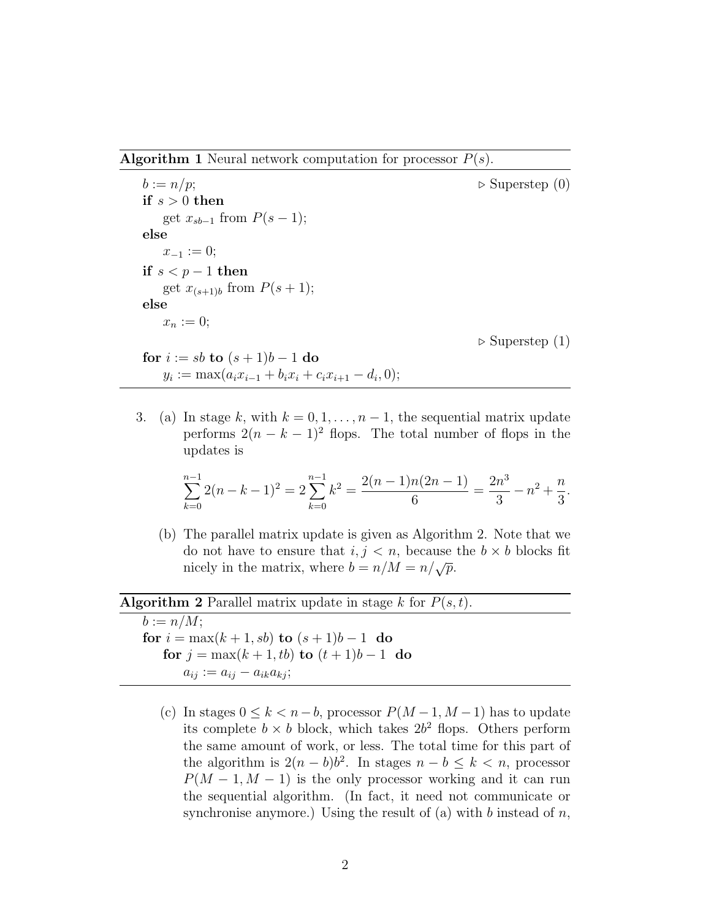**Algorithm 1** Neural network computation for processor $P(s)$.

```
b := n/p;                                              ▷ Superstep (0)
if s > 0 then
    get x_{sb-1} from P(s − 1);
else
    x_{-1} := 0;
if s < p − 1 then
    get x_{(s+1)b} from P(s + 1);
else
    x_n := 0;
                                                       ▷ Superstep (1)
for i := sb to (s + 1)b − 1 do
    y_i := max(a_i x_{i-1} + b_i x_i + c_i x_{i+1} − d_i, 0);
```

3. (a) In stage $k$, with $k = 0, 1, \ldots, n-1$, the sequential matrix update performs $2(n-k-1)^2$ flops. The total number of flops in the updates is

$$\sum_{k=0}^{n-1} 2(n-k-1)^2 = 2\sum_{k=0}^{n-1} k^2 = \frac{2(n-1)n(2n-1)}{6} = \frac{2n^3}{3} - n^2 + \frac{n}{3}.$$

(b) The parallel matrix update is given as Algorithm 2. Note that we do not have to ensure that $i, j < n$, because the $b \times b$ blocks fit nicely in the matrix, where $b = n/M = n/\sqrt{p}$.

**Algorithm 2** Parallel matrix update in stage $k$ for $P(s,t)$.

```
b := n/M;
for i = max(k + 1, sb) to (s + 1)b − 1 do
    for j = max(k + 1, tb) to (t + 1)b − 1 do
        a_ij := a_ij − a_ik a_kj;
```

(c) In stages $0 \leq k < n-b$, processor $P(M-1, M-1)$ has to update its complete $b \times b$ block, which takes $2b^2$ flops. Others perform the same amount of work, or less. The total time for this part of the algorithm is $2(n-b)b^2$. In stages $n-b \leq k < n$, processor $P(M-1, M-1)$ is the only processor working and it can run the sequential algorithm. (In fact, it need not communicate or synchronise anymore.) Using the result of (a) with $b$ instead of $n$,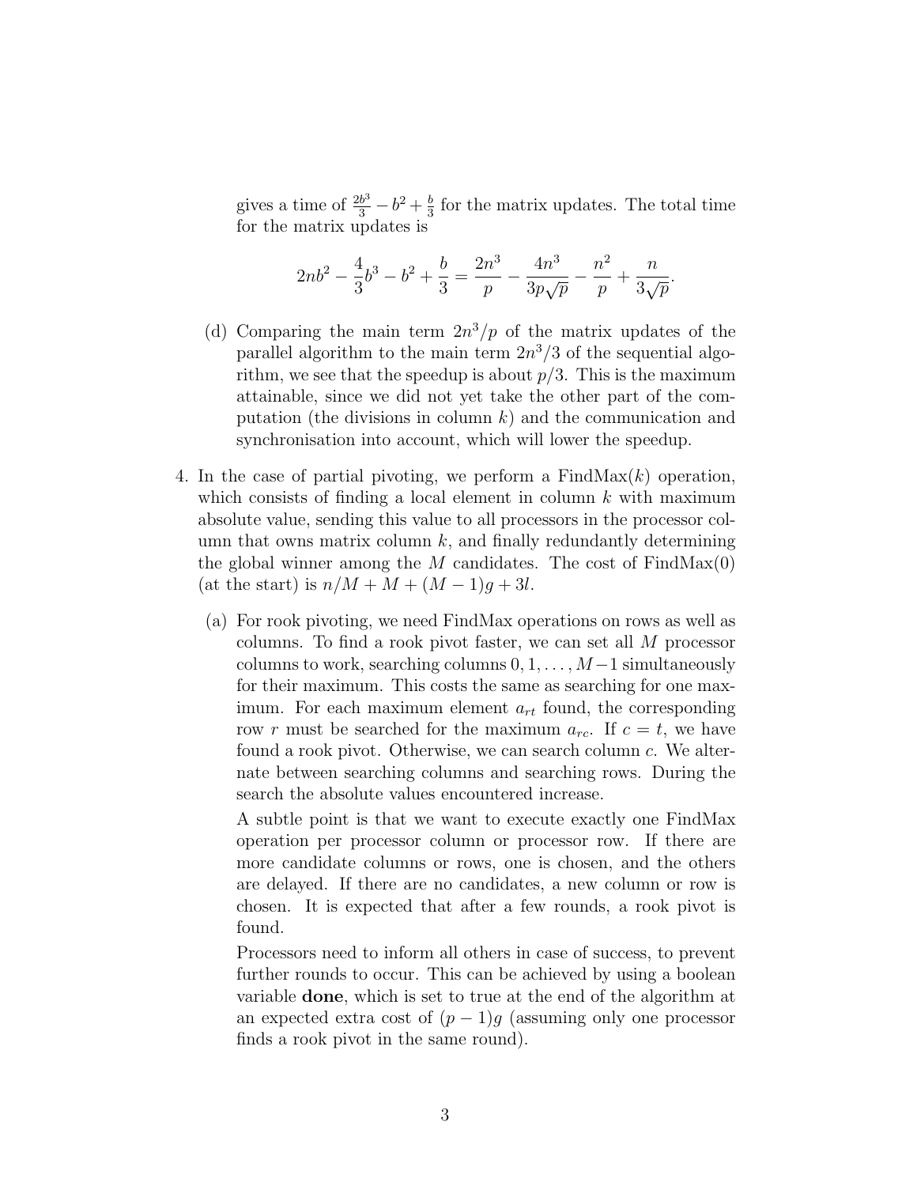gives a time of $\frac{2b^3}{3} - b^2 + \frac{b}{3}$ for the matrix updates. The total time for the matrix updates is

$$2nb^2 - \frac{4}{3}b^3 - b^2 + \frac{b}{3} = \frac{2n^3}{p} - \frac{4n^3}{3p\sqrt{p}} - \frac{n^2}{p} + \frac{n}{3\sqrt{p}}.$$

(d) Comparing the main term $2n^3/p$ of the matrix updates of the parallel algorithm to the main term $2n^3/3$ of the sequential algorithm, we see that the speedup is about $p/3$. This is the maximum attainable, since we did not yet take the other part of the computation (the divisions in column $k$) and the communication and synchronisation into account, which will lower the speedup.

4. In the case of partial pivoting, we perform a FindMax($k$) operation, which consists of finding a local element in column $k$ with maximum absolute value, sending this value to all processors in the processor column that owns matrix column $k$, and finally redundantly determining the global winner among the $M$ candidates. The cost of FindMax(0) (at the start) is $n/M + M + (M-1)g + 3l$.

   (a) For rook pivoting, we need FindMax operations on rows as well as columns. To find a rook pivot faster, we can set all $M$ processor columns to work, searching columns $0, 1, \ldots, M-1$ simultaneously for their maximum. This costs the same as searching for one maximum. For each maximum element $a_{rt}$ found, the corresponding row $r$ must be searched for the maximum $a_{rc}$. If $c = t$, we have found a rook pivot. Otherwise, we can search column $c$. We alternate between searching columns and searching rows. During the search the absolute values encountered increase.

   A subtle point is that we want to execute exactly one FindMax operation per processor column or processor row. If there are more candidate columns or rows, one is chosen, and the others are delayed. If there are no candidates, a new column or row is chosen. It is expected that after a few rounds, a rook pivot is found.

   Processors need to inform all others in case of success, to prevent further rounds to occur. This can be achieved by using a boolean variable **done**, which is set to true at the end of the algorithm at an expected extra cost of $(p-1)g$ (assuming only one processor finds a rook pivot in the same round).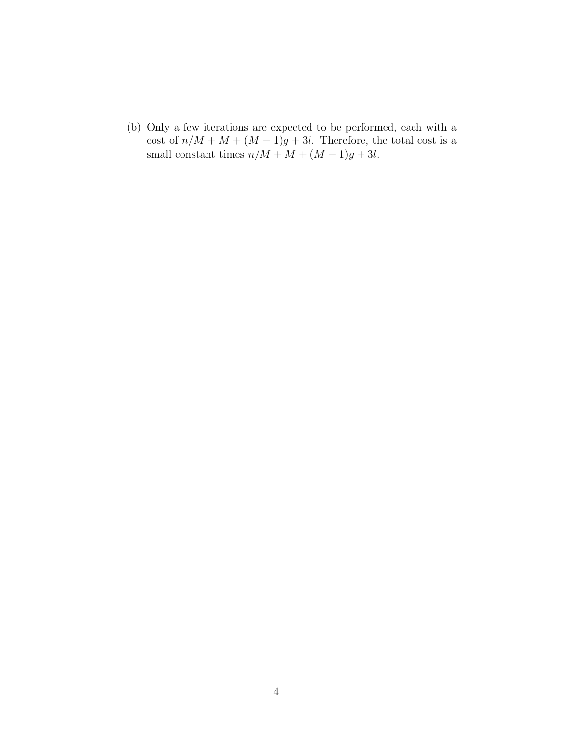(b) Only a few iterations are expected to be performed, each with a cost of $n/M + M + (M-1)g + 3l$. Therefore, the total cost is a small constant times $n/M + M + (M-1)g + 3l$.